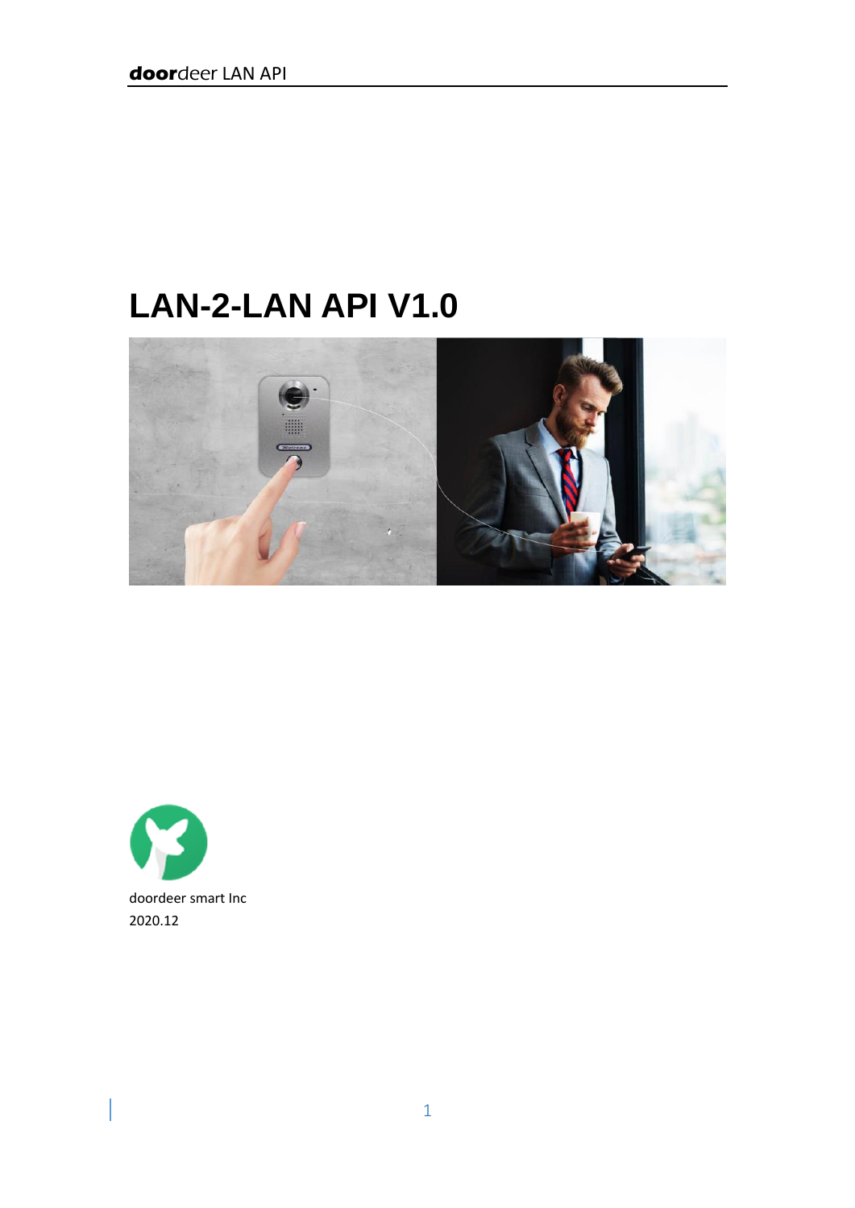# LAN-2-LAN API V1.0

doordeer smart Inc
2020.12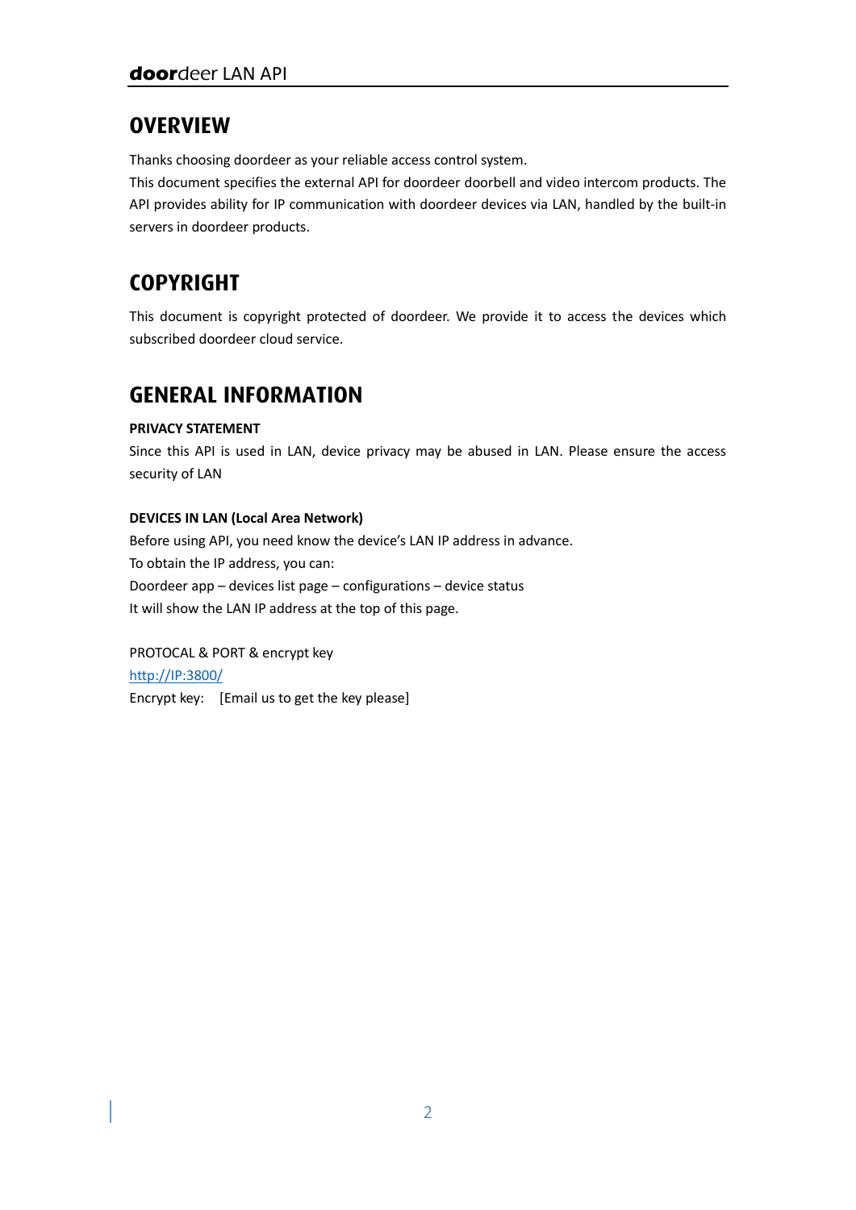# OVERVIEW

Thanks choosing doordeer as your reliable access control system.

This document specifies the external API for doordeer doorbell and video intercom products. The API provides ability for IP communication with doordeer devices via LAN, handled by the built-in servers in doordeer products.

# COPYRIGHT

This document is copyright protected of doordeer. We provide it to access the devices which subscribed doordeer cloud service.

# GENERAL INFORMATION

**PRIVACY STATEMENT**

Since this API is used in LAN, device privacy may be abused in LAN. Please ensure the access security of LAN

**DEVICES IN LAN (Local Area Network)**

Before using API, you need know the device's LAN IP address in advance.

To obtain the IP address, you can:

Doordeer app – devices list page – configurations – device status

It will show the LAN IP address at the top of this page.

PROTOCAL & PORT & encrypt key

http://IP:3800/

Encrypt key:    [Email us to get the key please]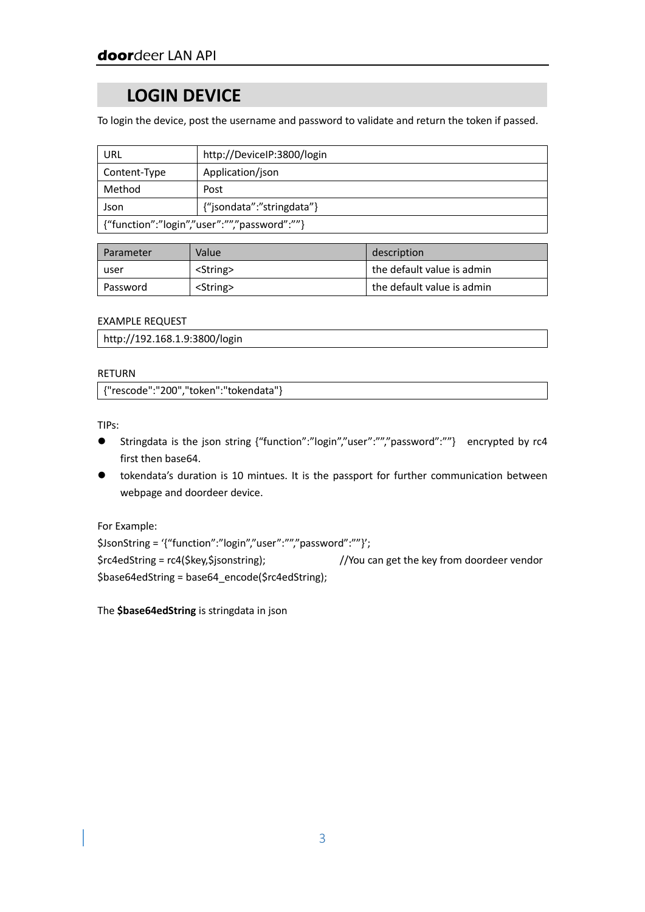# LOGIN DEVICE

To login the device, post the username and password to validate and return the token if passed.

| URL | http://DeviceIP:3800/login |
| --- | --- |
| Content-Type | Application/json |
| Method | Post |
| Json | {“jsondata”:”stringdata”} |
| {“function”:”login”,”user”:””,”password”:””} | |

| Parameter | Value | description |
| --- | --- | --- |
| user | <String> | the default value is admin |
| Password | <String> | the default value is admin |

EXAMPLE REQUEST

```
http://192.168.1.9:3800/login
```

RETURN

```
{"rescode":"200","token":"tokendata"}
```

TIPs:

- Stringdata is the json string {“function”:”login”,”user”:””,”password”:””} encrypted by rc4 first then base64.
- tokendata’s duration is 10 mintues. It is the passport for further communication between webpage and doordeer device.

For Example:

```
$JsonString = ‘{“function”:”login”,”user”:””,”password”:””}’;
$rc4edString = rc4($key,$jsonstring);                    //You can get the key from doordeer vendor
$base64edString = base64_encode($rc4edString);
```

The **$base64edString** is stringdata in json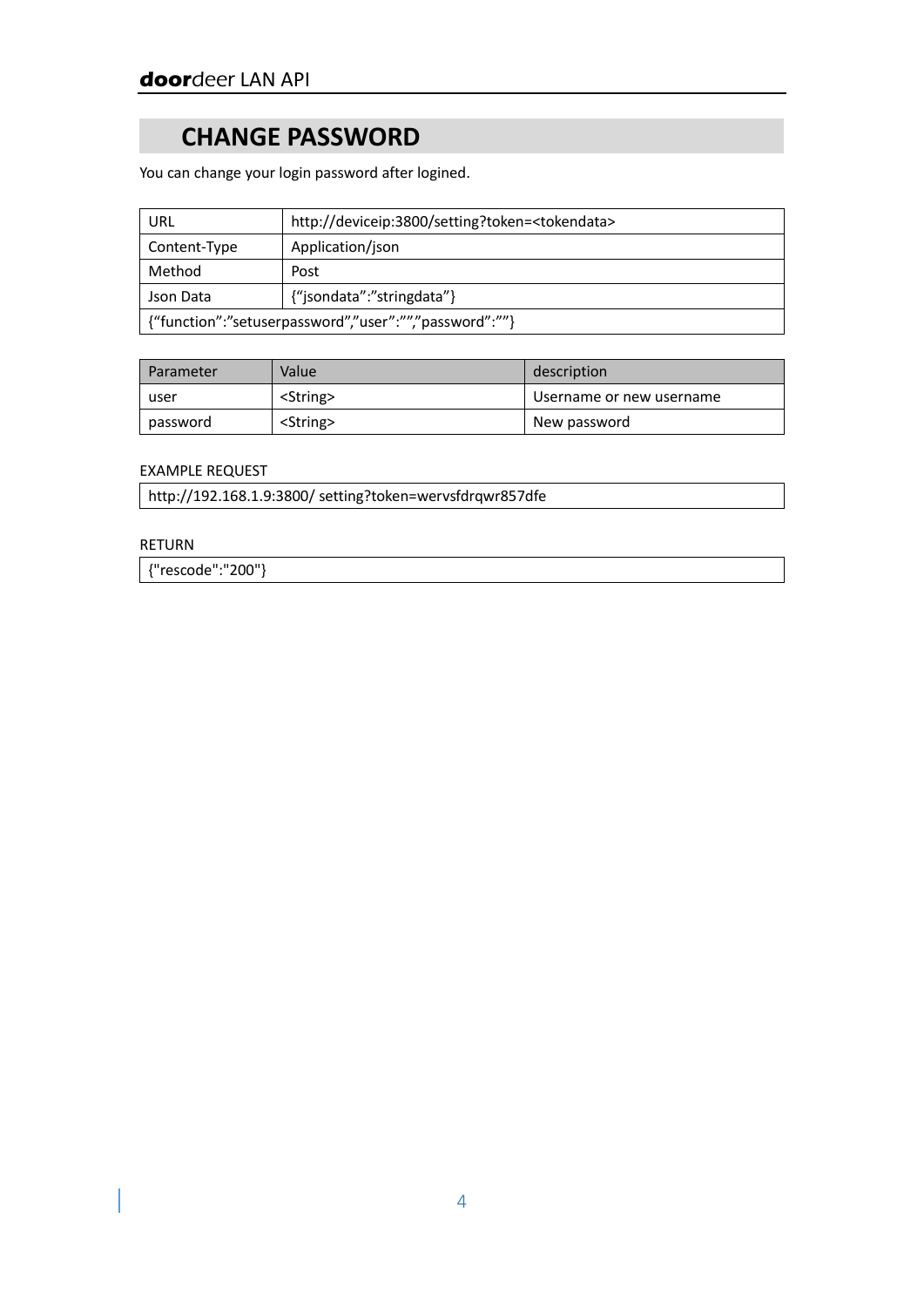# CHANGE PASSWORD

You can change your login password after logined.

| URL | http://deviceip:3800/setting?token=<tokendata> |
| --- | --- |
| Content-Type | Application/json |
| Method | Post |
| Json Data | {“jsondata”:”stringdata”} |
| {“function”:”setuserpassword”,”user”:””,”password”:””} | |

| Parameter | Value | description |
| --- | --- | --- |
| user | <String> | Username or new username |
| password | <String> | New password |

EXAMPLE REQUEST

```
http://192.168.1.9:3800/ setting?token=wervsfdrqwr857dfe
```

RETURN

```
{"rescode":"200"}
```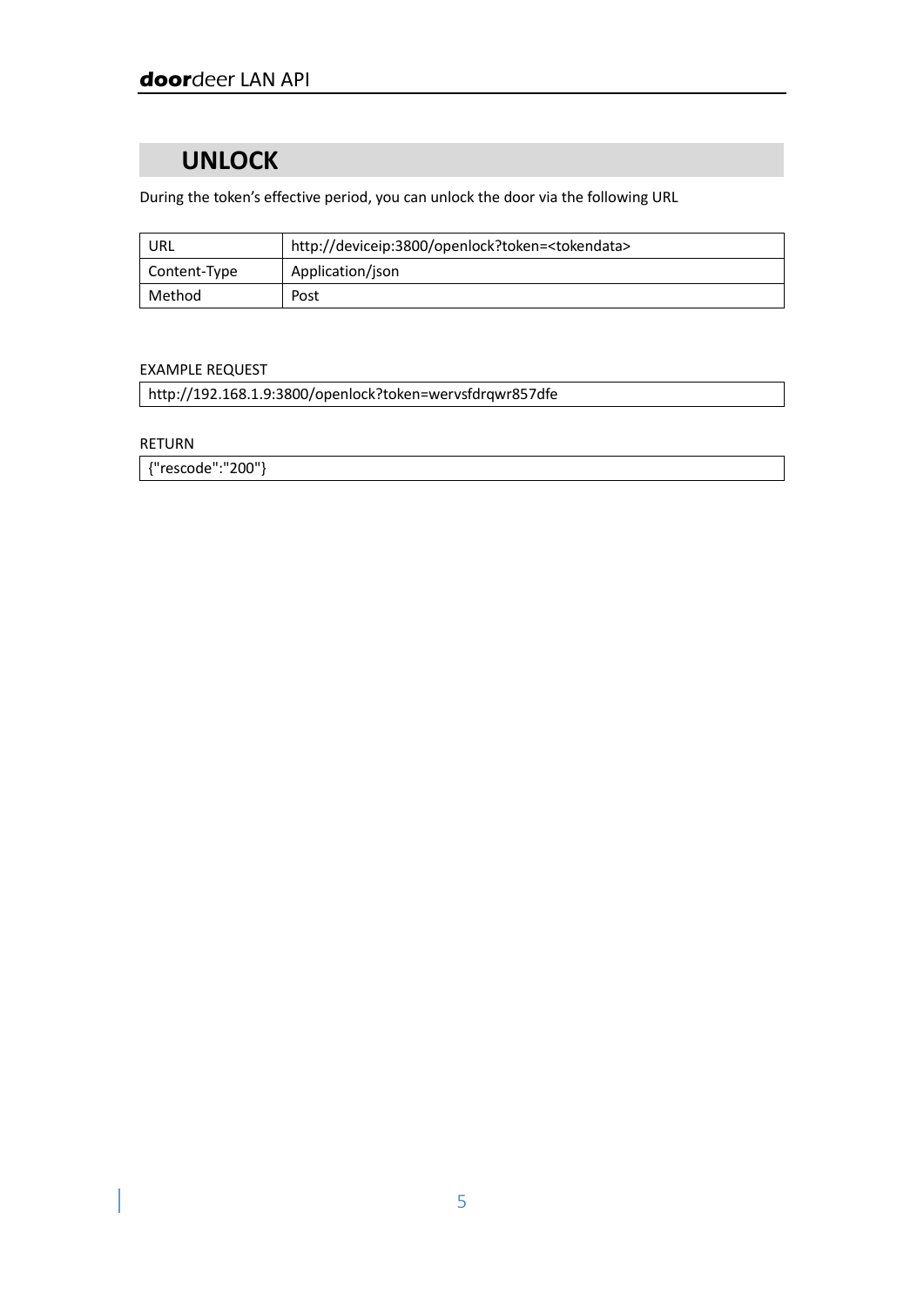# UNLOCK

During the token's effective period, you can unlock the door via the following URL

| URL | http://deviceip:3800/openlock?token=<tokendata> |
|---|---|
| Content-Type | Application/json |
| Method | Post |

EXAMPLE REQUEST

```
http://192.168.1.9:3800/openlock?token=wervsfdrqwr857dfe
```

RETURN

```
{"rescode":"200"}
```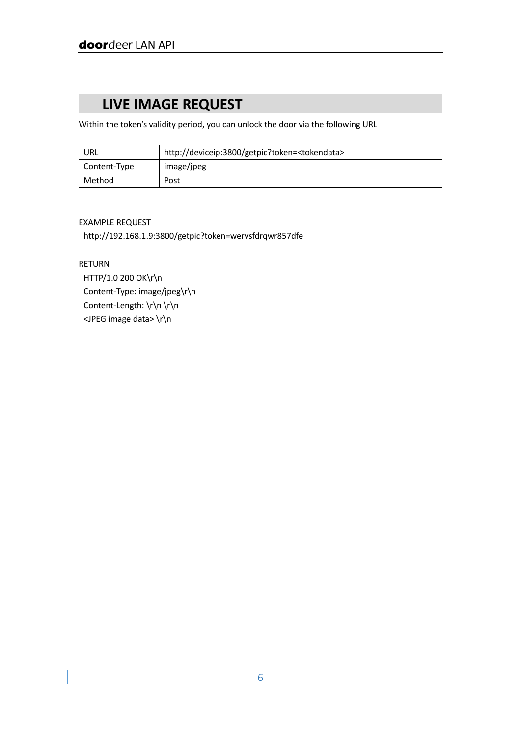## LIVE IMAGE REQUEST

Within the token's validity period, you can unlock the door via the following URL

| URL | http://deviceip:3800/getpic?token=<tokendata> |
|---|---|
| Content-Type | image/jpeg |
| Method | Post |

EXAMPLE REQUEST

```
http://192.168.1.9:3800/getpic?token=wervsfdrqwr857dfe
```

RETURN

```
HTTP/1.0 200 OK\r\n
Content-Type: image/jpeg\r\n
Content-Length: \r\n \r\n
<JPEG image data> \r\n
```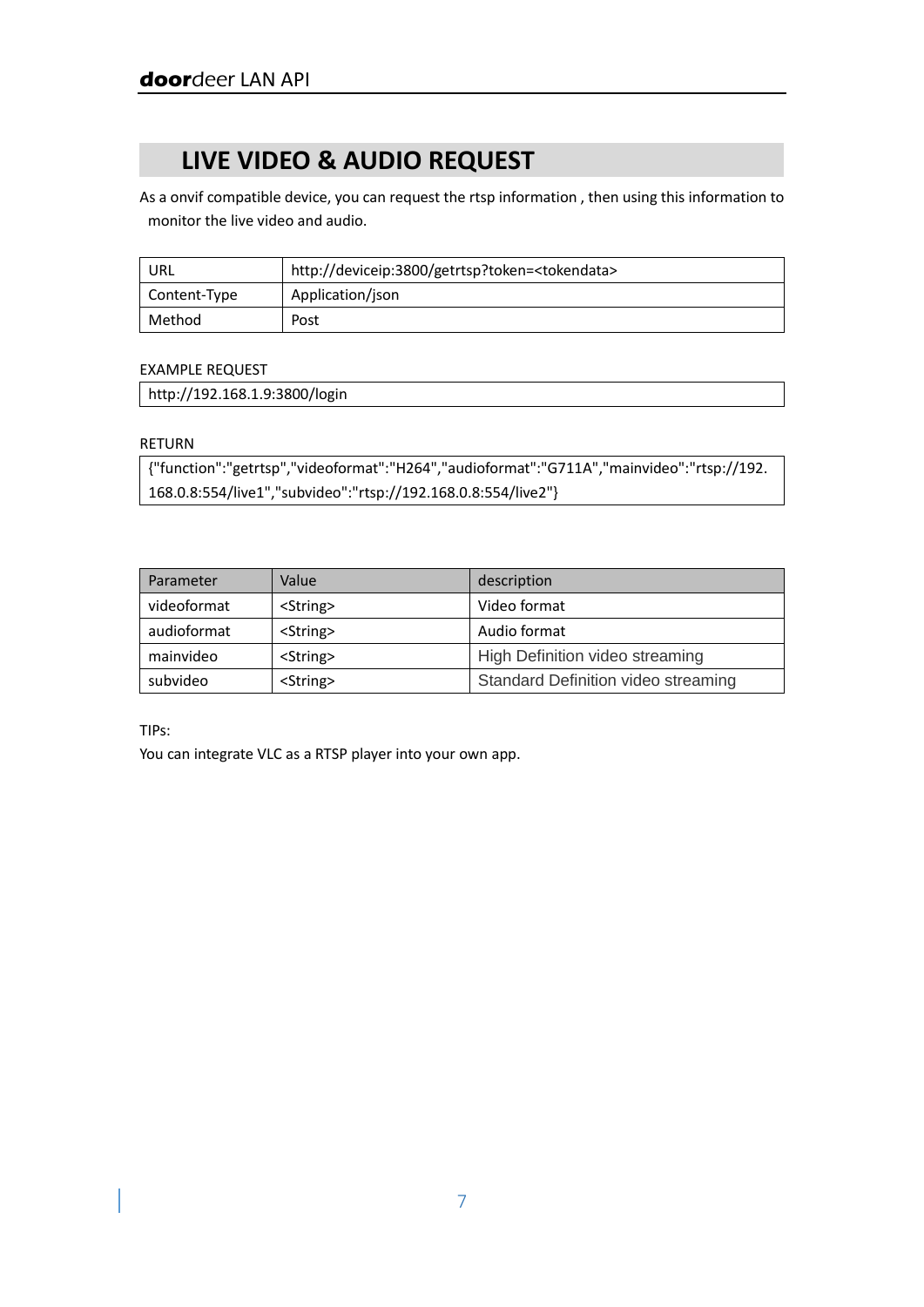# LIVE VIDEO & AUDIO REQUEST

As a onvif compatible device, you can request the rtsp information , then using this information to monitor the live video and audio.

| | |
|---|---|
| URL | http://deviceip:3800/getrtsp?token=<tokendata> |
| Content-Type | Application/json |
| Method | Post |

EXAMPLE REQUEST

```
http://192.168.1.9:3800/login
```

RETURN

```
{"function":"getrtsp","videoformat":"H264","audioformat":"G711A","mainvideo":"rtsp://192.168.0.8:554/live1","subvideo":"rtsp://192.168.0.8:554/live2"}
```

| Parameter | Value | description |
|---|---|---|
| videoformat | <String> | Video format |
| audioformat | <String> | Audio format |
| mainvideo | <String> | High Definition video streaming |
| subvideo | <String> | Standard Definition video streaming |

TIPs:

You can integrate VLC as a RTSP player into your own app.